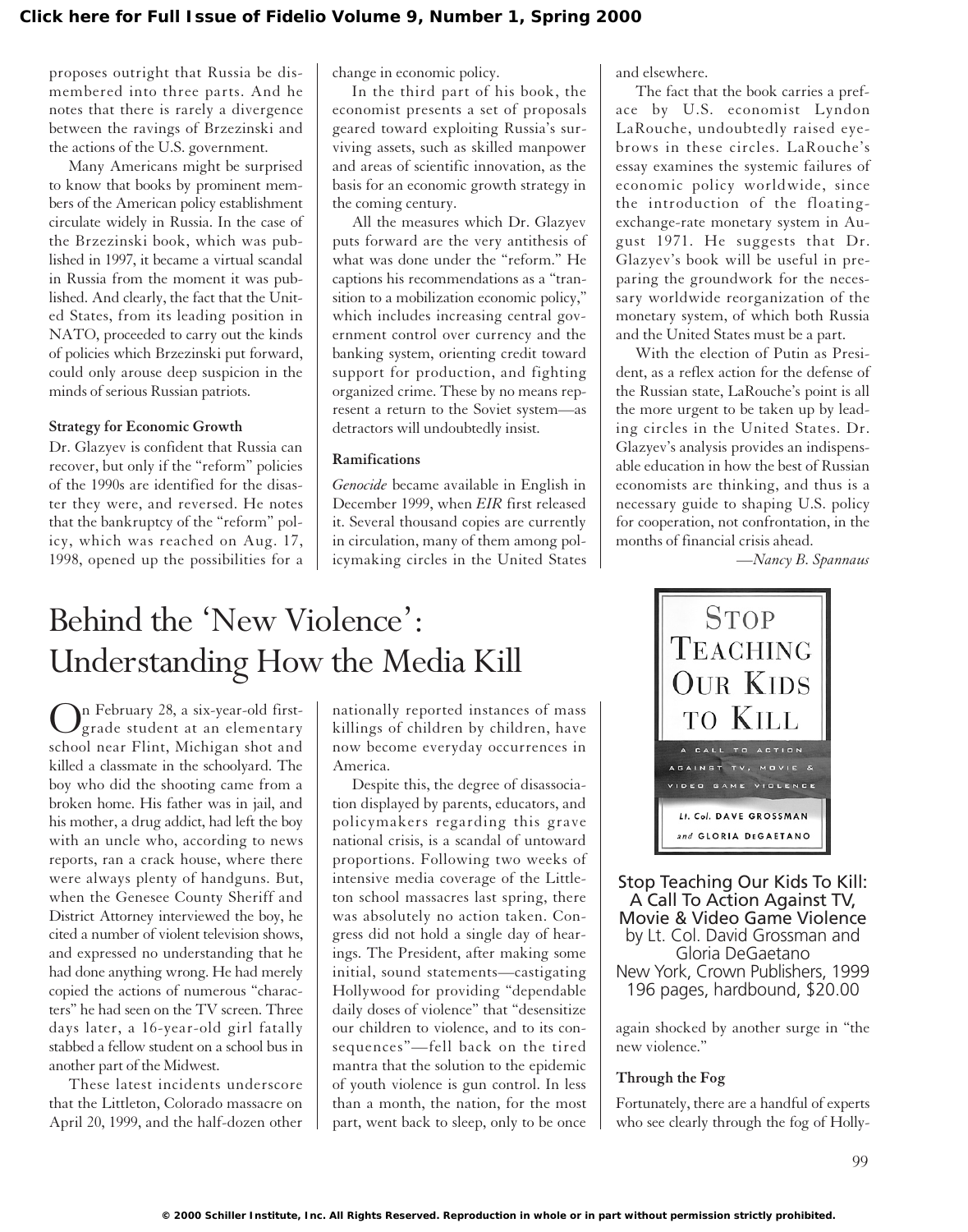proposes outright that Russia be dismembered into three parts. And he notes that there is rarely a divergence between the ravings of Brzezinski and the actions of the U.S. government.

Many Americans might be surprised to know that books by prominent members of the American policy establishment circulate widely in Russia. In the case of the Brzezinski book, which was published in 1997, it became a virtual scandal in Russia from the moment it was published. And clearly, the fact that the United States, from its leading position in NATO, proceeded to carry out the kinds of policies which Brzezinski put forward, could only arouse deep suspicion in the minds of serious Russian patriots.

#### Strategy for Economic Growth

Dr. Glazyev is confident that Russia can recover, but only if the "reform" policies of the 1990s are identified for the disaster they were, and reversed. He notes that the bankruptcy of the "reform" policy, which was reached on Aug. 17, 1998, opened up the possibilities for a change in economic policy.

In the third part of his book, the economist presents a set of proposals geared toward exploiting Russia's surviving assets, such as skilled manpower and areas of scientific innovation, as the basis for an economic growth strategy in the coming century.

All the measures which Dr. Glazyev puts forward are the very antithesis of what was done under the "reform." He captions his recommendations as a "transition to a mobilization economic policy," which includes increasing central government control over currency and the banking system, orienting credit toward support for production, and fighting organized crime. These by no means represent a return to the Soviet system—as detractors will undoubtedly insist.

#### Ramifications

*Genocide* became available in English in December 1999, when *EIR* first released it. Several thousand copies are currently in circulation, many of them among policymaking circles in the United States and elsewhere.

The fact that the book carries a preface by U.S. economist Lyndon LaRouche, undoubtedly raised eyebrows in these circles. LaRouche's essay examines the systemic failures of economic policy worldwide, since the introduction of the floating-exchange-rate monetary system in August 1971. He suggests that Dr. Glazyev's book will be useful in preparing the groundwork for the necessary worldwide reorganization of the monetary system, of which both Russia and the United States must be a part.

With the election of Putin as President, as a reflex action for the defense of the Russian state, LaRouche's point is all the more urgent to be taken up by leading circles in the United States. Dr. Glazyev's analysis provides an indispensable education in how the best of Russian economists are thinking, and thus is a necessary guide to shaping U.S. policy for cooperation, not confrontation, in the months of financial crisis ahead.

*—Nancy B. Spannaus*

# Behind the 'New Violence': Understanding How the Media Kill

**Stop Teaching Our Kids To Kill: A Call To Action Against TV, Movie & Video Game Violence**
by Lt. Col. David Grossman and Gloria DeGaetano
New York, Crown Publishers, 1999
196 pages, hardbound, $20.00

On February 28, a six-year-old first-grade student at an elementary school near Flint, Michigan shot and killed a classmate in the schoolyard. The boy who did the shooting came from a broken home. His father was in jail, and his mother, a drug addict, had left the boy with an uncle who, according to news reports, ran a crack house, where there were always plenty of handguns. But, when the Genesee County Sheriff and District Attorney interviewed the boy, he cited a number of violent television shows, and expressed no understanding that he had done anything wrong. He had merely copied the actions of numerous "characters" he had seen on the TV screen. Three days later, a 16-year-old girl fatally stabbed a fellow student on a school bus in another part of the Midwest.

These latest incidents underscore that the Littleton, Colorado massacre on April 20, 1999, and the half-dozen other nationally reported instances of mass killings of children by children, have now become everyday occurrences in America.

Despite this, the degree of disassociation displayed by parents, educators, and policymakers regarding this grave national crisis, is a scandal of untoward proportions. Following two weeks of intensive media coverage of the Littleton school massacres last spring, there was absolutely no action taken. Congress did not hold a single day of hearings. The President, after making some initial, sound statements—castigating Hollywood for providing "dependable daily doses of violence" that "desensitize our children to violence, and to its consequences"—fell back on the tired mantra that the solution to the epidemic of youth violence is gun control. In less than a month, the nation, for the most part, went back to sleep, only to be once again shocked by another surge in "the new violence."

#### Through the Fog

Fortunately, there are a handful of experts who see clearly through the fog of Holly-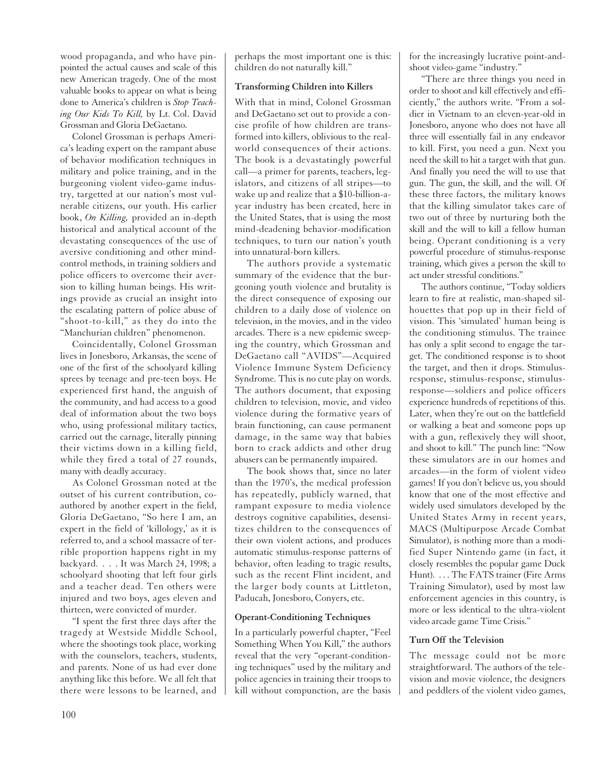wood propaganda, and who have pinpointed the actual causes and scale of this new American tragedy. One of the most valuable books to appear on what is being done to America's children is *Stop Teaching Our Kids To Kill,* by Lt. Col. David Grossman and Gloria DeGaetano.

Colonel Grossman is perhaps America's leading expert on the rampant abuse of behavior modification techniques in military and police training, and in the burgeoning violent video-game industry, targetted at our nation's most vulnerable citizens, our youth. His earlier book, *On Killing,* provided an in-depth historical and analytical account of the devastating consequences of the use of aversive conditioning and other mind-control methods, in training soldiers and police officers to overcome their aversion to killing human beings. His writings provide as crucial an insight into the escalating pattern of police abuse of "shoot-to-kill," as they do into the "Manchurian children" phenomenon.

Coincidentally, Colonel Grossman lives in Jonesboro, Arkansas, the scene of one of the first of the schoolyard killing sprees by teenage and pre-teen boys. He experienced first hand, the anguish of the community, and had access to a good deal of information about the two boys who, using professional military tactics, carried out the carnage, literally pinning their victims down in a killing field, while they fired a total of 27 rounds, many with deadly accuracy.

As Colonel Grossman noted at the outset of his current contribution, co-authored by another expert in the field, Gloria DeGaetano, "So here I am, an expert in the field of 'killology,' as it is referred to, and a school massacre of terrible proportion happens right in my backyard. . . . It was March 24, 1998; a schoolyard shooting that left four girls and a teacher dead. Ten others were injured and two boys, ages eleven and thirteen, were convicted of murder.

"I spent the first three days after the tragedy at Westside Middle School, where the shootings took place, working with the counselors, teachers, students, and parents. None of us had ever done anything like this before. We all felt that there were lessons to be learned, and perhaps the most important one is this: children do not naturally kill."

### Transforming Children into Killers

With that in mind, Colonel Grossman and DeGaetano set out to provide a concise profile of how children are transformed into killers, oblivious to the real-world consequences of their actions. The book is a devastatingly powerful call—a primer for parents, teachers, legislators, and citizens of all stripes—to wake up and realize that a $10-billion-a-year industry has been created, here in the United States, that is using the most mind-deadening behavior-modification techniques, to turn our nation's youth into unnatural-born killers.

The authors provide a systematic summary of the evidence that the burgeoning youth violence and brutality is the direct consequence of exposing our children to a daily dose of violence on television, in the movies, and in the video arcades. There is a new epidemic sweeping the country, which Grossman and DeGaetano call "AVIDS"—Acquired Violence Immune System Deficiency Syndrome. This is no cute play on words. The authors document, that exposing children to television, movie, and video violence during the formative years of brain functioning, can cause permanent damage, in the same way that babies born to crack addicts and other drug abusers can be permanently impaired.

The book shows that, since no later than the 1970's, the medical profession has repeatedly, publicly warned, that rampant exposure to media violence destroys cognitive capabilities, desensitizes children to the consequences of their own violent actions, and produces automatic stimulus-response patterns of behavior, often leading to tragic results, such as the recent Flint incident, and the larger body counts at Littleton, Paducah, Jonesboro, Conyers, etc.

### Operant-Conditioning Techniques

In a particularly powerful chapter, "Feel Something When You Kill," the authors reveal that the very "operant-conditioning techniques" used by the military and police agencies in training their troops to kill without compunction, are the basis for the increasingly lucrative point-and-shoot video-game "industry."

"There are three things you need in order to shoot and kill effectively and efficiently," the authors write. "From a soldier in Vietnam to an eleven-year-old in Jonesboro, anyone who does not have all three will essentially fail in any endeavor to kill. First, you need a gun. Next you need the skill to hit a target with that gun. And finally you need the will to use that gun. The gun, the skill, and the will. Of these three factors, the military knows that the killing simulator takes care of two out of three by nurturing both the skill and the will to kill a fellow human being. Operant conditioning is a very powerful procedure of stimulus-response training, which gives a person the skill to act under stressful conditions."

The authors continue, "Today soldiers learn to fire at realistic, man-shaped silhouettes that pop up in their field of vision. This 'simulated' human being is the conditioning stimulus. The trainee has only a split second to engage the target. The conditioned response is to shoot the target, and then it drops. Stimulus-response, stimulus-response, stimulus-response—soldiers and police officers experience hundreds of repetitions of this. Later, when they're out on the battlefield or walking a beat and someone pops up with a gun, reflexively they will shoot, and shoot to kill." The punch line: "Now these simulators are in our homes and arcades—in the form of violent video games! If you don't believe us, you should know that one of the most effective and widely used simulators developed by the United States Army in recent years, MACS (Multipurpose Arcade Combat Simulator), is nothing more than a modified Super Nintendo game (in fact, it closely resembles the popular game Duck Hunt). . . . The FATS trainer (Fire Arms Training Simulator), used by most law enforcement agencies in this country, is more or less identical to the ultra-violent video arcade game Time Crisis."

### Turn Off the Television

The message could not be more straightforward. The authors of the television and movie violence, the designers and peddlers of the violent video games,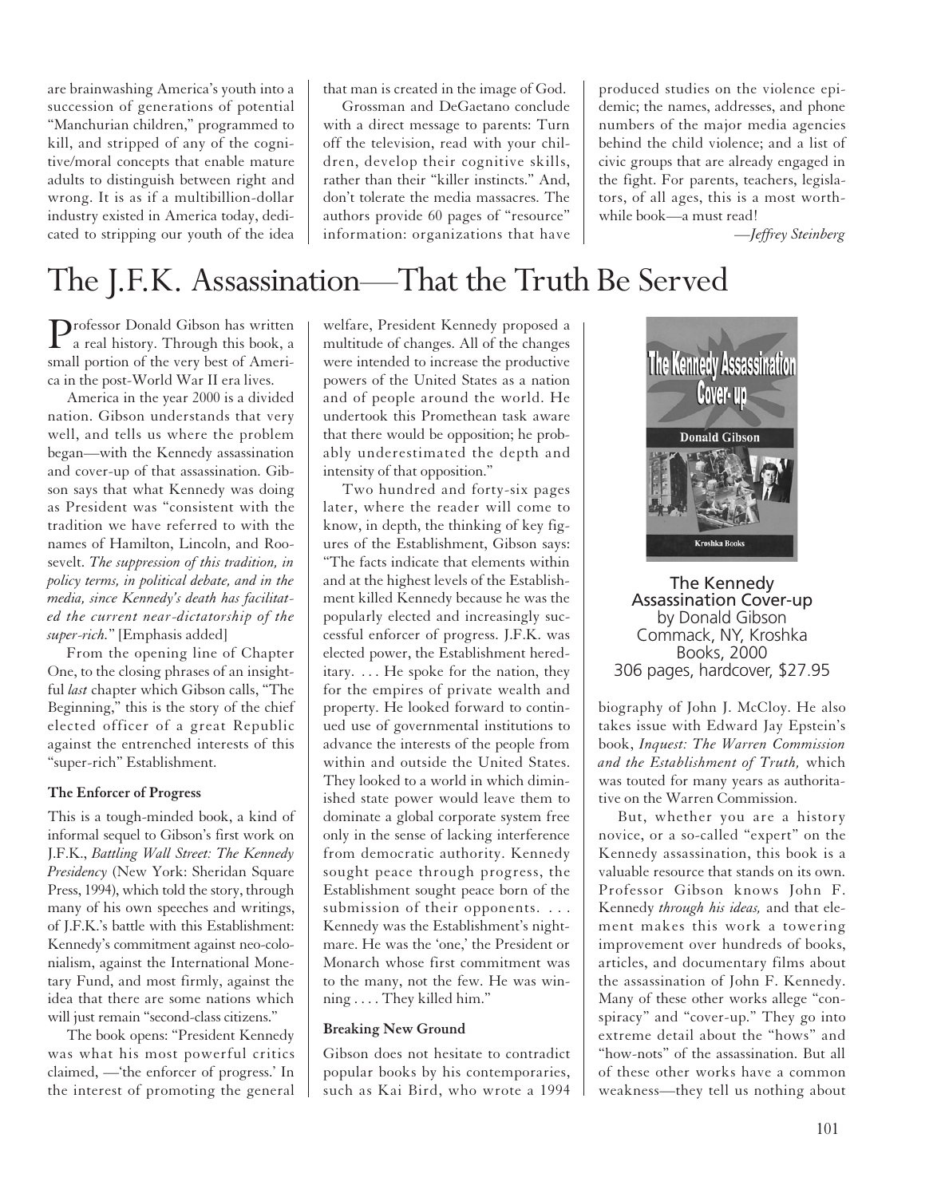are brainwashing America's youth into a succession of generations of potential "Manchurian children," programmed to kill, and stripped of any of the cognitive/moral concepts that enable mature adults to distinguish between right and wrong. It is as if a multibillion-dollar industry existed in America today, dedicated to stripping our youth of the idea that man is created in the image of God.

Grossman and DeGaetano conclude with a direct message to parents: Turn off the television, read with your children, develop their cognitive skills, rather than their "killer instincts." And, don't tolerate the media massacres. The authors provide 60 pages of "resource" information: organizations that have produced studies on the violence epidemic; the names, addresses, and phone numbers of the major media agencies behind the child violence; and a list of civic groups that are already engaged in the fight. For parents, teachers, legislators, of all ages, this is a most worthwhile book—a must read!

*—Jeffrey Steinberg*

# The J.F.K. Assassination—That the Truth Be Served

Professor Donald Gibson has written a real history. Through this book, a small portion of the very best of America in the post-World War II era lives.

America in the year 2000 is a divided nation. Gibson understands that very well, and tells us where the problem began—with the Kennedy assassination and cover-up of that assassination. Gibson says that what Kennedy was doing as President was "consistent with the tradition we have referred to with the names of Hamilton, Lincoln, and Roosevelt. *The suppression of this tradition, in policy terms, in political debate, and in the media, since Kennedy's death has facilitated the current near-dictatorship of the super-rich.*" [Emphasis added]

From the opening line of Chapter One, to the closing phrases of an insightful *last* chapter which Gibson calls, "The Beginning," this is the story of the chief elected officer of a great Republic against the entrenched interests of this "super-rich" Establishment.

### The Enforcer of Progress

This is a tough-minded book, a kind of informal sequel to Gibson's first work on J.F.K., *Battling Wall Street: The Kennedy Presidency* (New York: Sheridan Square Press, 1994), which told the story, through many of his own speeches and writings, of J.F.K.'s battle with this Establishment: Kennedy's commitment against neo-colonialism, against the International Monetary Fund, and most firmly, against the idea that there are some nations which will just remain "second-class citizens."

The book opens: "President Kennedy was what his most powerful critics claimed, —'the enforcer of progress.' In the interest of promoting the general welfare, President Kennedy proposed a multitude of changes. All of the changes were intended to increase the productive powers of the United States as a nation and of people around the world. He undertook this Promethean task aware that there would be opposition; he probably underestimated the depth and intensity of that opposition."

Two hundred and forty-six pages later, where the reader will come to know, in depth, the thinking of key figures of the Establishment, Gibson says: "The facts indicate that elements within and at the highest levels of the Establishment killed Kennedy because he was the popularly elected and increasingly successful enforcer of progress. J.F.K. was elected power, the Establishment hereditary. . . . He spoke for the nation, they for the empires of private wealth and property. He looked forward to continued use of governmental institutions to advance the interests of the people from within and outside the United States. They looked to a world in which diminished state power would leave them to dominate a global corporate system free only in the sense of lacking interference from democratic authority. Kennedy sought peace through progress, the Establishment sought peace born of the submission of their opponents. . . . Kennedy was the Establishment's nightmare. He was the 'one,' the President or Monarch whose first commitment was to the many, not the few. He was winning . . . . They killed him."

### Breaking New Ground

Gibson does not hesitate to contradict popular books by his contemporaries, such as Kai Bird, who wrote a 1994 biography of John J. McCloy. He also takes issue with Edward Jay Epstein's book, *Inquest: The Warren Commission and the Establishment of Truth,* which was touted for many years as authoritative on the Warren Commission.

But, whether you are a history novice, or a so-called "expert" on the Kennedy assassination, this book is a valuable resource that stands on its own. Professor Gibson knows John F. Kennedy *through his ideas,* and that element makes this work a towering improvement over hundreds of books, articles, and documentary films about the assassination of John F. Kennedy. Many of these other works allege "conspiracy" and "cover-up." They go into extreme detail about the "hows" and "how-nots" of the assassination. But all of these other works have a common weakness—they tell us nothing about

The Kennedy Assassination Cover-up
by Donald Gibson
Commack, NY, Kroshka Books, 2000
306 pages, hardcover, $27.95